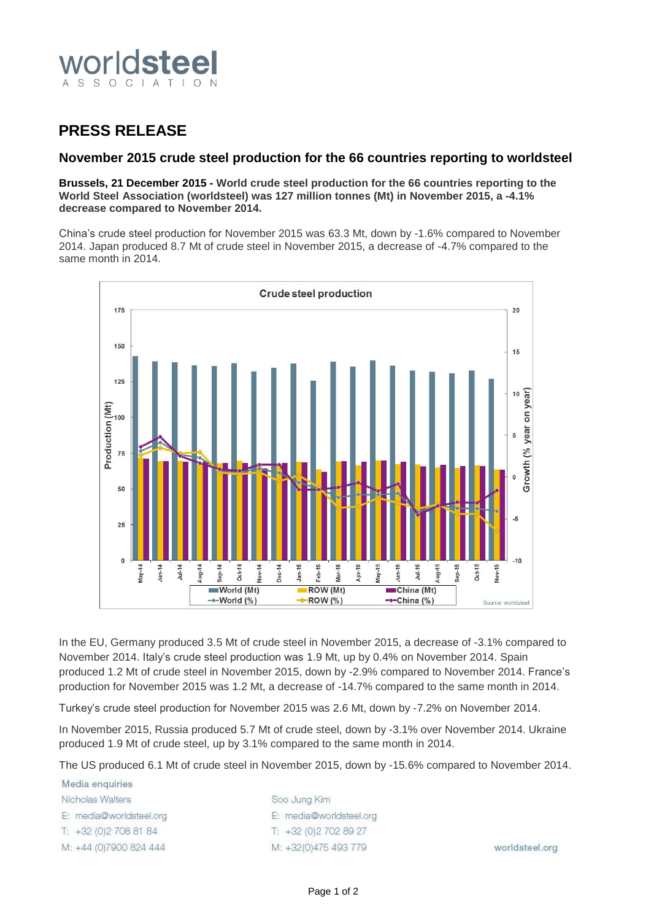worldsteel ASSOCIATION

# PRESS RELEASE

## November 2015 crude steel production for the 66 countries reporting to worldsteel

**Brussels, 21 December 2015 - World crude steel production for the 66 countries reporting to the World Steel Association (worldsteel) was 127 million tonnes (Mt) in November 2015, a -4.1% decrease compared to November 2014.**

China's crude steel production for November 2015 was 63.3 Mt, down by -1.6% compared to November 2014. Japan produced 8.7 Mt of crude steel in November 2015, a decrease of -4.7% compared to the same month in 2014.

In the EU, Germany produced 3.5 Mt of crude steel in November 2015, a decrease of -3.1% compared to November 2014. Italy's crude steel production was 1.9 Mt, up by 0.4% on November 2014. Spain produced 1.2 Mt of crude steel in November 2015, down by -2.9% compared to November 2014. France's production for November 2015 was 1.2 Mt, a decrease of -14.7% compared to the same month in 2014.

Turkey's crude steel production for November 2015 was 2.6 Mt, down by -7.2% on November 2014.

In November 2015, Russia produced 5.7 Mt of crude steel, down by -3.1% over November 2014. Ukraine produced 1.9 Mt of crude steel, up by 3.1% compared to the same month in 2014.

The US produced 6.1 Mt of crude steel in November 2015, down by -15.6% compared to November 2014.

Media enquiries

Nicholas Walters
E: media@worldsteel.org
T: +32 (0)2 708 81 84
M: +44 (0)7900 824 444

Soo Jung Kim
E: media@worldsteel.org
T: +32 (0)2 702 89 27
M: +32(0)475 493 779

worldsteel.org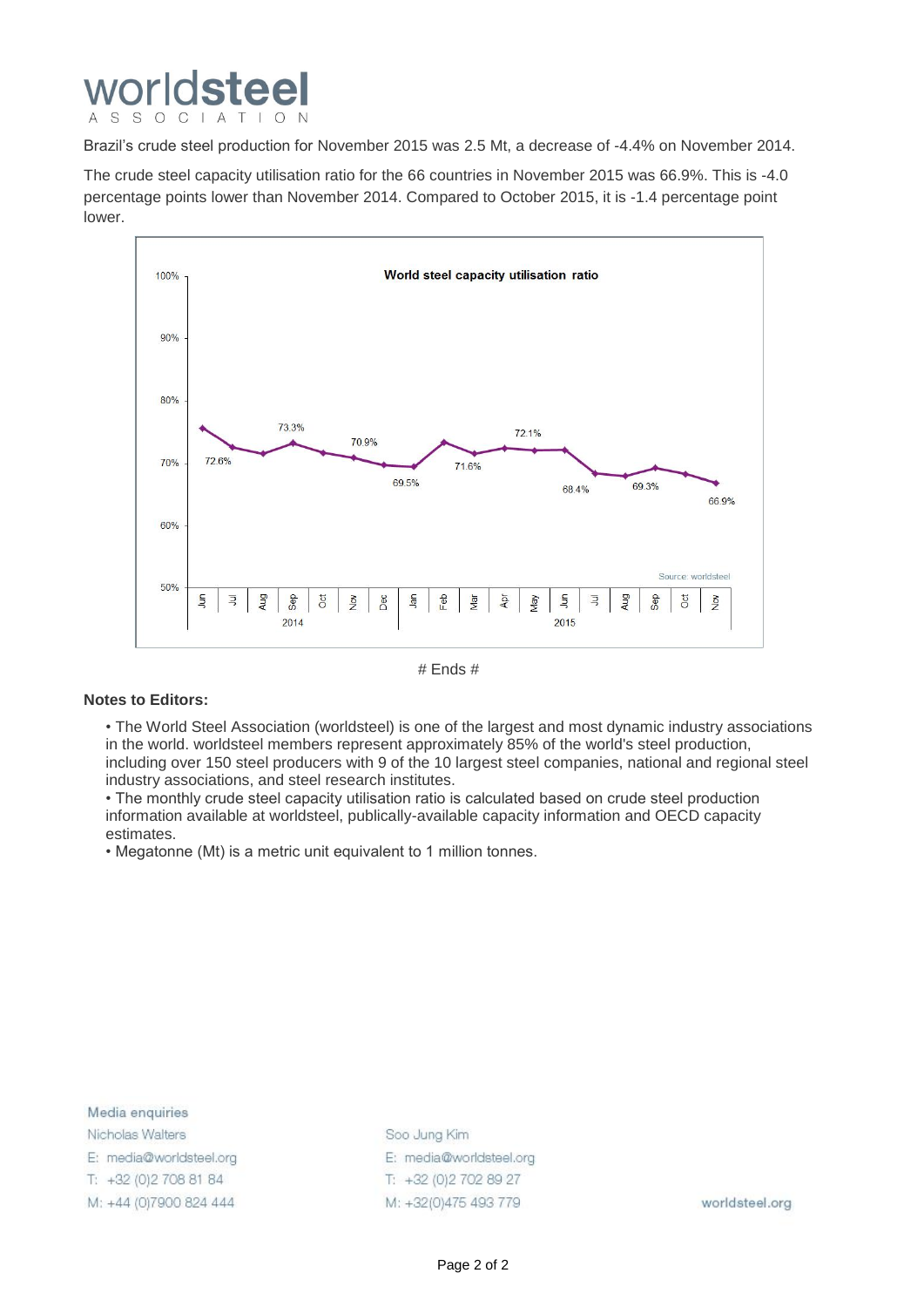worldsteel
ASSOCIATION

Brazil's crude steel production for November 2015 was 2.5 Mt, a decrease of -4.4% on November 2014.

The crude steel capacity utilisation ratio for the 66 countries in November 2015 was 66.9%. This is -4.0 percentage points lower than November 2014. Compared to October 2015, it is -1.4 percentage point lower.

World steel capacity utilisation ratio

100%
90%
80%
70%
60%
50%

72.6%
73.3%
70.9%
69.5%
71.6%
72.1%
68.4%
69.3%
66.9%

Jun
Jul
Aug
Sep
Oct
Nov
Dec
Jan
Feb
Mar
Apr
May
Jun
Jul
Aug
Sep
Oct
Nov

2014
2015

Source: worldsteel

# Ends #

**Notes to Editors:**

- The World Steel Association (worldsteel) is one of the largest and most dynamic industry associations in the world. worldsteel members represent approximately 85% of the world's steel production, including over 150 steel producers with 9 of the 10 largest steel companies, national and regional steel industry associations, and steel research institutes.
- The monthly crude steel capacity utilisation ratio is calculated based on crude steel production information available at worldsteel, publically-available capacity information and OECD capacity estimates.
- Megatonne (Mt) is a metric unit equivalent to 1 million tonnes.

Media enquiries

Nicholas Walters
E: media@worldsteel.org
T: +32 (0)2 708 81 84
M: +44 (0)7900 824 444

Soo Jung Kim
E: media@worldsteel.org
T: +32 (0)2 702 89 27
M: +32(0)475 493 779

worldsteel.org